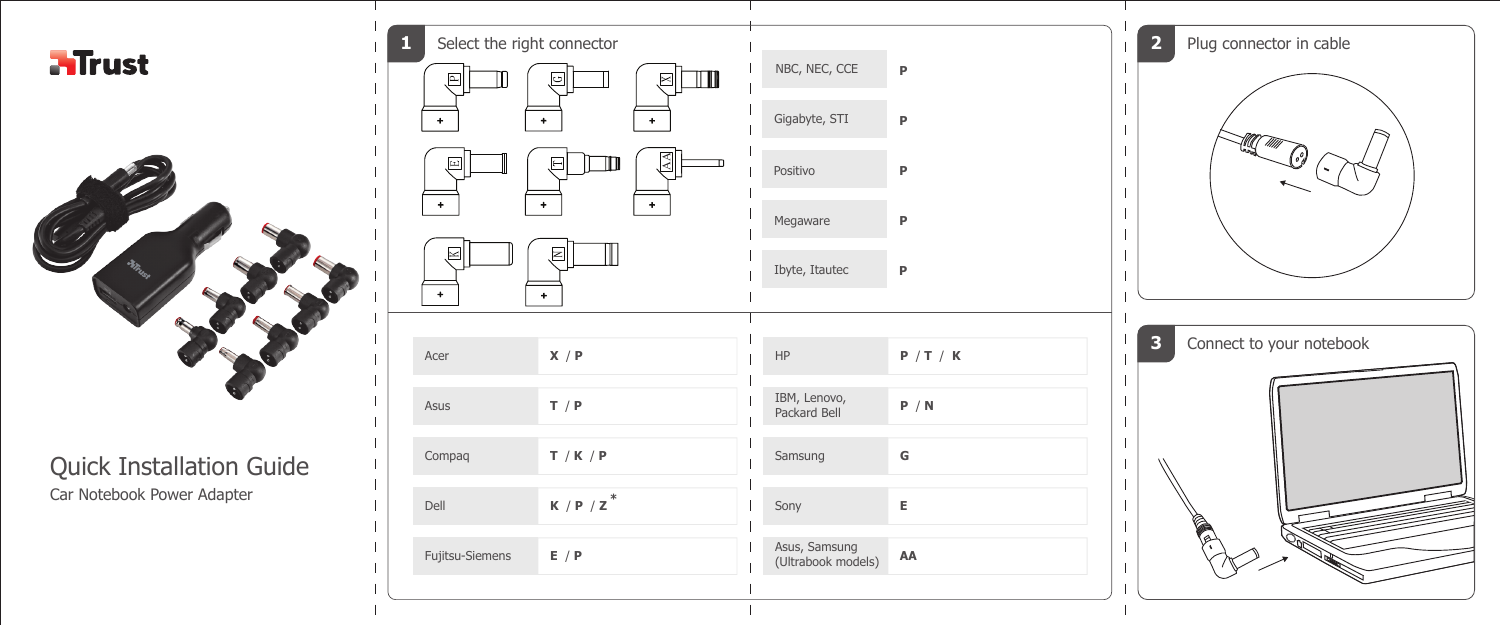Trust

# Quick Installation Guide

Car Notebook Power Adapter

## 1 Select the right connector

| | |
|---|---|
| NBC, NEC, CCE | **P** |
| Gigabyte, STI | **P** |
| Positivo | **P** |
| Megaware | **P** |
| Ibyte, Itautec | **P** |

| | | | |
|---|---|---|---|
| Acer | **X** / **P** | HP | **P** / **T** / **K** |
| Asus | **T** / **P** | IBM, Lenovo, Packard Bell | **P** / **N** |
| Compaq | **T** / **K** / **P** | Samsung | **G** |
| Dell | **K** / **P** / **Z*** | Sony | **E** |
| Fujitsu-Siemens | **E** / **P** | Asus, Samsung (Ultrabook models) | **AA** |

## 2 Plug connector in cable

## 3 Connect to your notebook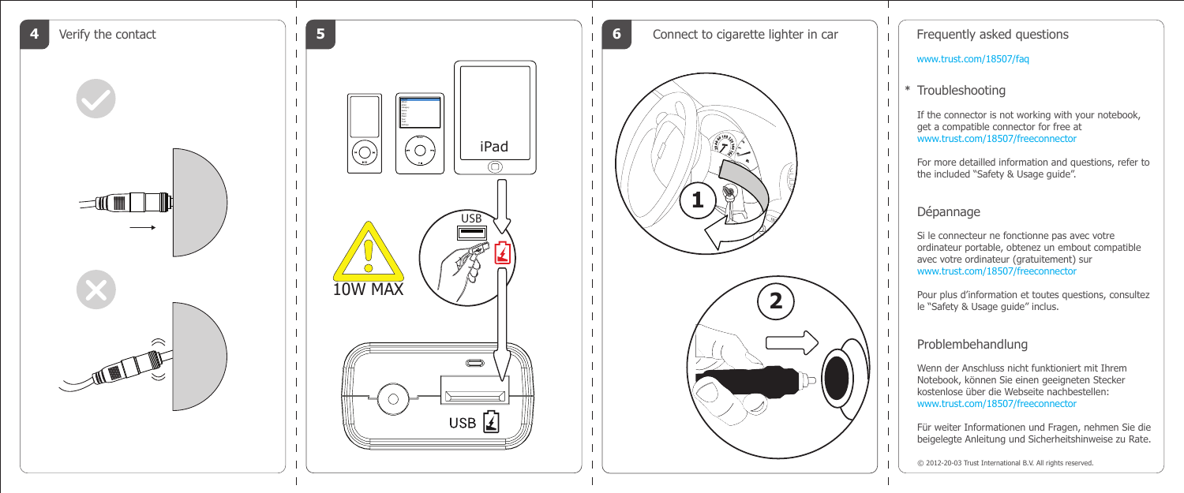## 4 Verify the contact

## 5

iPad

USB

10W MAX

USB

## 6 Connect to cigarette lighter in car

1

2

## Frequently asked questions

www.trust.com/18507/faq

### * Troubleshooting

If the connector is not working with your notebook, get a compatible connector for free at www.trust.com/18507/freeconnector

For more detailled information and questions, refer to the included "Safety & Usage guide".

### Dépannage

Si le connecteur ne fonctionne pas avec votre ordinateur portable, obtenez un embout compatible avec votre ordinateur (gratuitement) sur www.trust.com/18507/freeconnector

Pour plus d'information et toutes questions, consultez le "Safety & Usage guide" inclus.

### Problembehandlung

Wenn der Anschluss nicht funktioniert mit Ihrem Notebook, können Sie einen geeigneten Stecker kostenlose über die Webseite nachbestellen: www.trust.com/18507/freeconnector

Für weiter Informationen und Fragen, nehmen Sie die beigelegte Anleitung und Sicherheitshinweise zu Rate.

© 2012-20-03 Trust International B.V. All rights reserved.